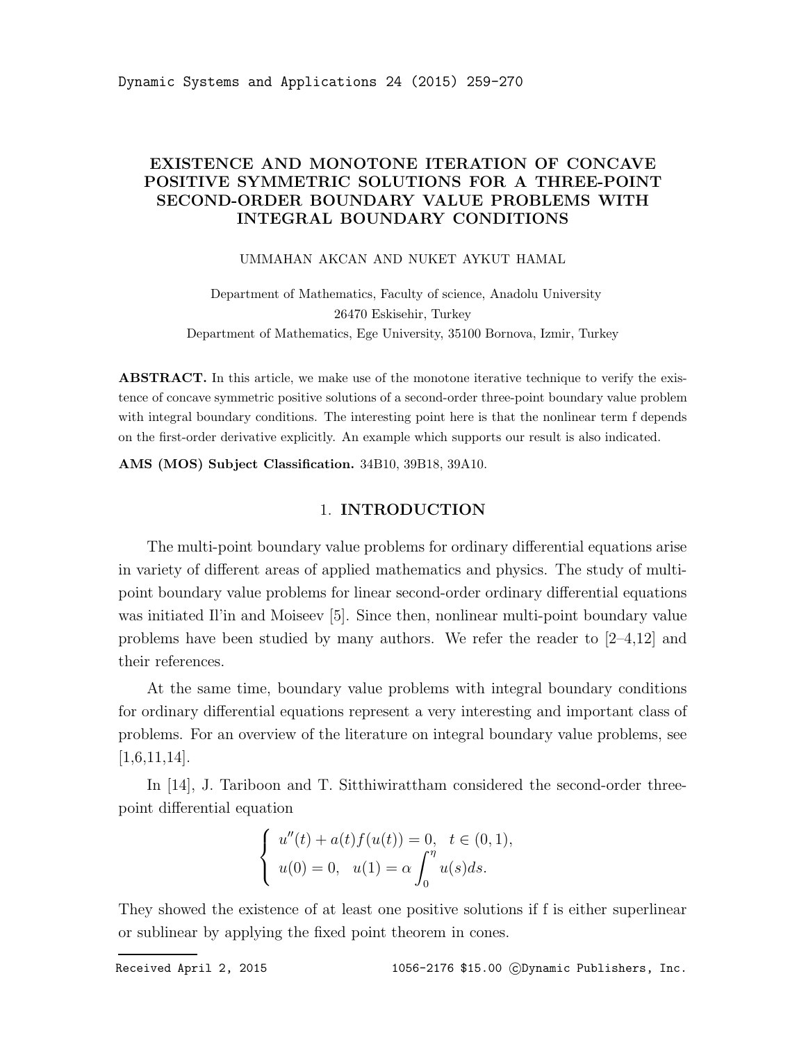# EXISTENCE AND MONOTONE ITERATION OF CONCAVE POSITIVE SYMMETRIC SOLUTIONS FOR A THREE-POINT SECOND-ORDER BOUNDARY VALUE PROBLEMS WITH INTEGRAL BOUNDARY CONDITIONS

UMMAHAN AKCAN AND NUKET AYKUT HAMAL

Department of Mathematics, Faculty of science, Anadolu University
26470 Eskisehir, Turkey
Department of Mathematics, Ege University, 35100 Bornova, Izmir, Turkey

**ABSTRACT.** In this article, we make use of the monotone iterative technique to verify the existence of concave symmetric positive solutions of a second-order three-point boundary value problem with integral boundary conditions. The interesting point here is that the nonlinear term f depends on the first-order derivative explicitly. An example which supports our result is also indicated.

**AMS (MOS) Subject Classification.** 34B10, 39B18, 39A10.

## 1. INTRODUCTION

The multi-point boundary value problems for ordinary differential equations arise in variety of different areas of applied mathematics and physics. The study of multi-point boundary value problems for linear second-order ordinary differential equations was initiated Il'in and Moiseev [5]. Since then, nonlinear multi-point boundary value problems have been studied by many authors. We refer the reader to [2–4,12] and their references.

At the same time, boundary value problems with integral boundary conditions for ordinary differential equations represent a very interesting and important class of problems. For an overview of the literature on integral boundary value problems, see [1,6,11,14].

In [14], J. Tariboon and T. Sitthiwirattham considered the second-order three-point differential equation

$$\begin{cases} u''(t) + a(t)f(u(t)) = 0, \quad t \in (0,1), \\ u(0) = 0, \quad u(1) = \alpha \displaystyle\int_0^{\eta} u(s)ds. \end{cases}$$

They showed the existence of at least one positive solutions if f is either superlinear or sublinear by applying the fixed point theorem in cones.

Received April 2, 2015 1056-2176 \$15.00 ©Dynamic Publishers, Inc.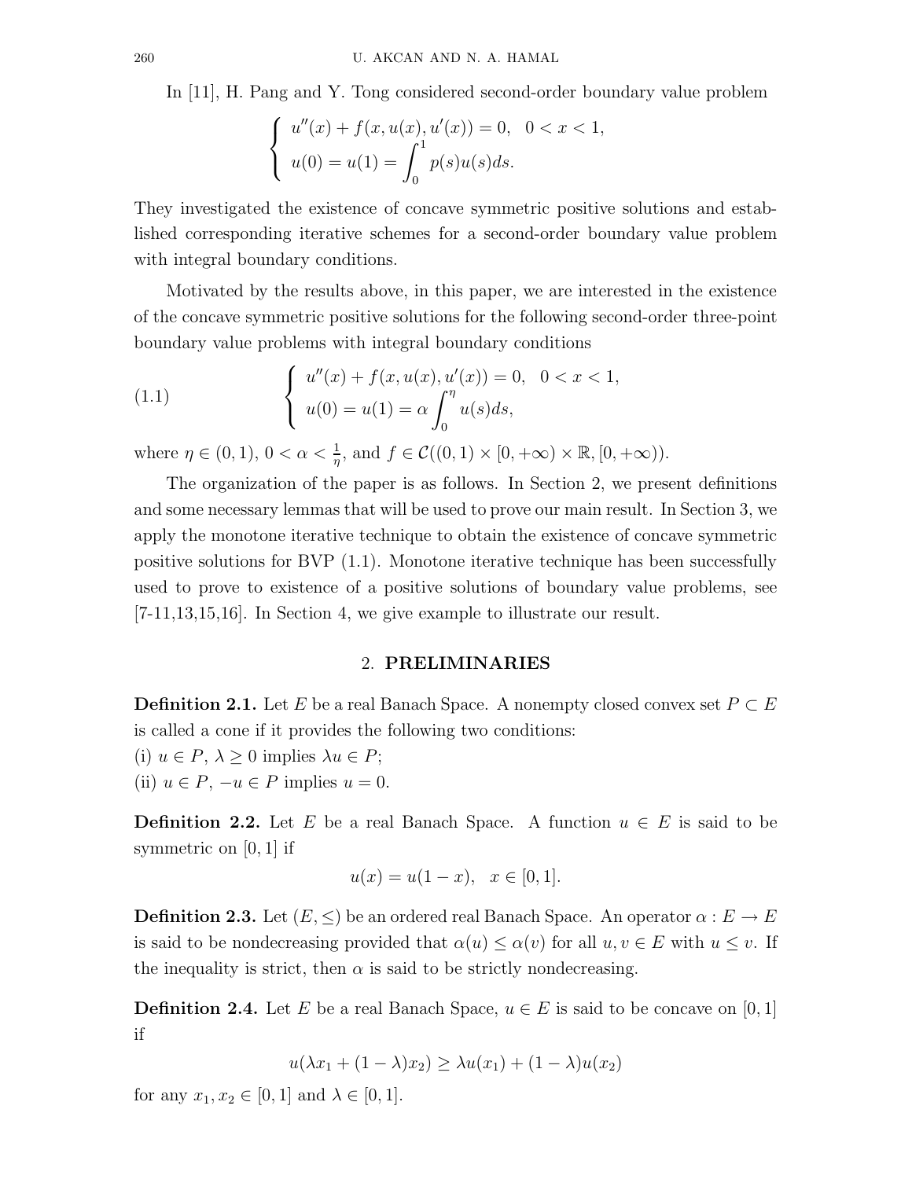In [11], H. Pang and Y. Tong considered second-order boundary value problem

$$\begin{cases} u''(x) + f(x, u(x), u'(x)) = 0, & 0 < x < 1, \\ u(0) = u(1) = \displaystyle\int_0^1 p(s)u(s)ds. \end{cases}$$

They investigated the existence of concave symmetric positive solutions and established corresponding iterative schemes for a second-order boundary value problem with integral boundary conditions.

Motivated by the results above, in this paper, we are interested in the existence of the concave symmetric positive solutions for the following second-order three-point boundary value problems with integral boundary conditions

$$\begin{cases} u''(x) + f(x, u(x), u'(x)) = 0, & 0 < x < 1, \\ u(0) = u(1) = \alpha \displaystyle\int_0^\eta u(s)ds, \end{cases} \tag{1.1}$$

where $\eta \in (0, 1)$, $0 < \alpha < \frac{1}{\eta}$, and $f \in \mathcal{C}((0, 1) \times [0, +\infty) \times \mathbb{R}, [0, +\infty))$.

The organization of the paper is as follows. In Section 2, we present definitions and some necessary lemmas that will be used to prove our main result. In Section 3, we apply the monotone iterative technique to obtain the existence of concave symmetric positive solutions for BVP (1.1). Monotone iterative technique has been successfully used to prove to existence of a positive solutions of boundary value problems, see [7-11,13,15,16]. In Section 4, we give example to illustrate our result.

## 2. PRELIMINARIES

**Definition 2.1.** Let $E$ be a real Banach Space. A nonempty closed convex set $P \subset E$ is called a cone if it provides the following two conditions:
(i) $u \in P$, $\lambda \geq 0$ implies $\lambda u \in P$;
(ii) $u \in P$, $-u \in P$ implies $u = 0$.

**Definition 2.2.** Let $E$ be a real Banach Space. A function $u \in E$ is said to be symmetric on $[0, 1]$ if

$$u(x) = u(1 - x), \quad x \in [0, 1].$$

**Definition 2.3.** Let $(E, \leq)$ be an ordered real Banach Space. An operator $\alpha : E \to E$ is said to be nondecreasing provided that $\alpha(u) \leq \alpha(v)$ for all $u, v \in E$ with $u \leq v$. If the inequality is strict, then $\alpha$ is said to be strictly nondecreasing.

**Definition 2.4.** Let $E$ be a real Banach Space, $u \in E$ is said to be concave on $[0, 1]$ if

$$u(\lambda x_1 + (1 - \lambda)x_2) \geq \lambda u(x_1) + (1 - \lambda)u(x_2)$$

for any $x_1, x_2 \in [0, 1]$ and $\lambda \in [0, 1]$.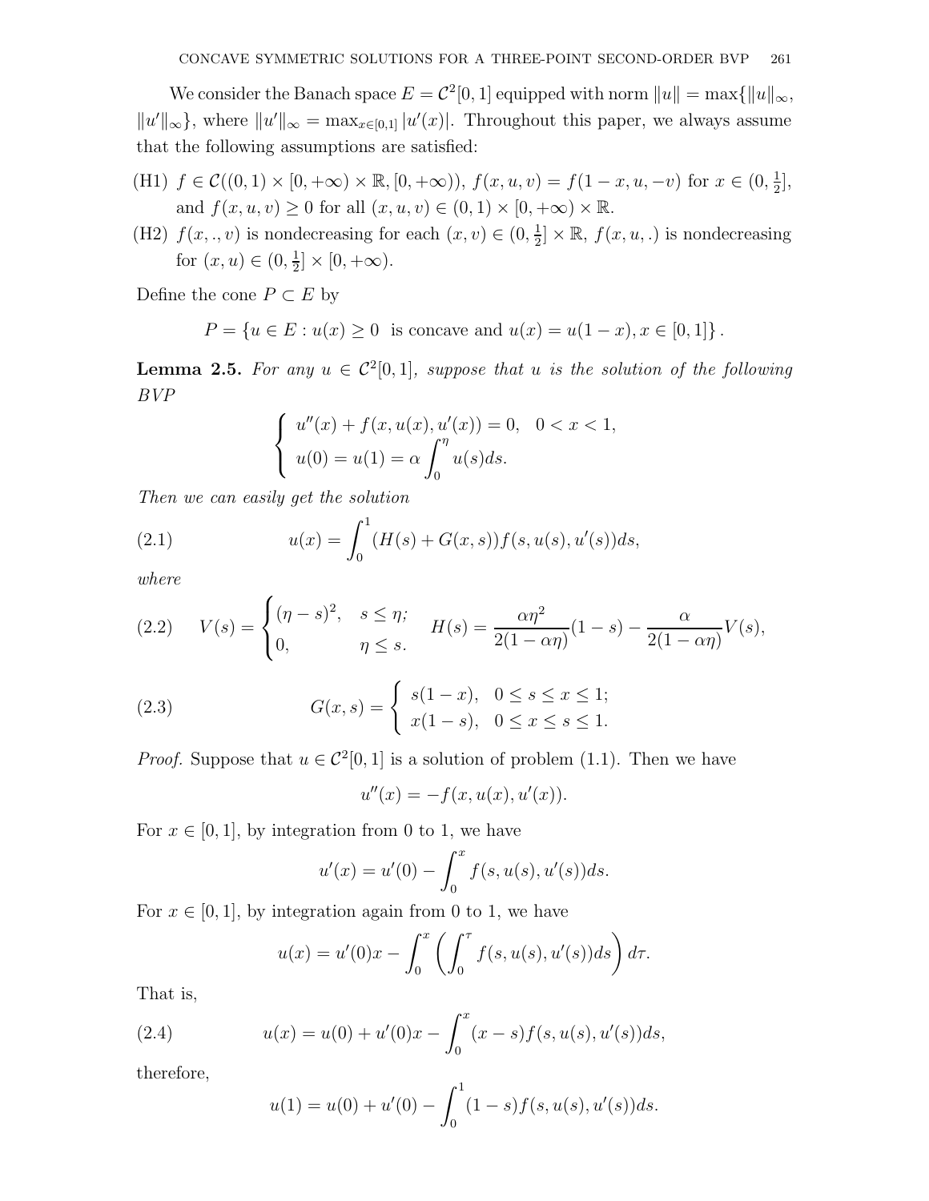We consider the Banach space $E = \mathcal{C}^2[0,1]$ equipped with norm $\|u\| = \max\{\|u\|_\infty, \|u'\|_\infty\}$, where $\|u'\|_\infty = \max_{x\in[0,1]} |u'(x)|$. Throughout this paper, we always assume that the following assumptions are satisfied:

(H1) $f \in \mathcal{C}((0,1)\times[0,+\infty)\times\mathbb{R}, [0,+\infty))$, $f(x,u,v) = f(1-x,u,-v)$ for $x \in (0,\frac{1}{2}]$, and $f(x,u,v) \geq 0$ for all $(x,u,v) \in (0,1)\times[0,+\infty)\times\mathbb{R}$.

(H2) $f(x,.,v)$ is nondecreasing for each $(x,v) \in (0,\frac{1}{2}]\times\mathbb{R}$, $f(x,u,.)$ is nondecreasing for $(x,u) \in (0,\frac{1}{2}]\times[0,+\infty)$.

Define the cone $P \subset E$ by

$$P = \{u \in E : u(x) \geq 0 \text{ is concave and } u(x) = u(1-x), x \in [0,1]\}.$$

**Lemma 2.5.** *For any $u \in \mathcal{C}^2[0,1]$, suppose that $u$ is the solution of the following BVP*

$$\begin{cases} u''(x) + f(x,u(x),u'(x)) = 0, & 0 < x < 1, \\ u(0) = u(1) = \alpha \displaystyle\int_0^\eta u(s)ds. \end{cases}$$

*Then we can easily get the solution*

$$u(x) = \int_0^1 (H(s) + G(x,s))f(s,u(s),u'(s))ds, \tag{2.1}$$

*where*

$$V(s) = \begin{cases} (\eta - s)^2, & s \leq \eta; \\ 0, & \eta \leq s. \end{cases} \quad H(s) = \frac{\alpha\eta^2}{2(1-\alpha\eta)}(1-s) - \frac{\alpha}{2(1-\alpha\eta)}V(s), \tag{2.2}$$

$$G(x,s) = \begin{cases} s(1-x), & 0 \leq s \leq x \leq 1; \\ x(1-s), & 0 \leq x \leq s \leq 1. \end{cases} \tag{2.3}$$

*Proof.* Suppose that $u \in \mathcal{C}^2[0,1]$ is a solution of problem (1.1). Then we have

$$u''(x) = -f(x,u(x),u'(x)).$$

For $x \in [0,1]$, by integration from 0 to 1, we have

$$u'(x) = u'(0) - \int_0^x f(s,u(s),u'(s))ds.$$

For $x \in [0,1]$, by integration again from 0 to 1, we have

$$u(x) = u'(0)x - \int_0^x \left(\int_0^\tau f(s,u(s),u'(s))ds\right)d\tau.$$

That is,

$$u(x) = u(0) + u'(0)x - \int_0^x (x-s)f(s,u(s),u'(s))ds, \tag{2.4}$$

therefore,

$$u(1) = u(0) + u'(0) - \int_0^1 (1-s)f(s,u(s),u'(s))ds.$$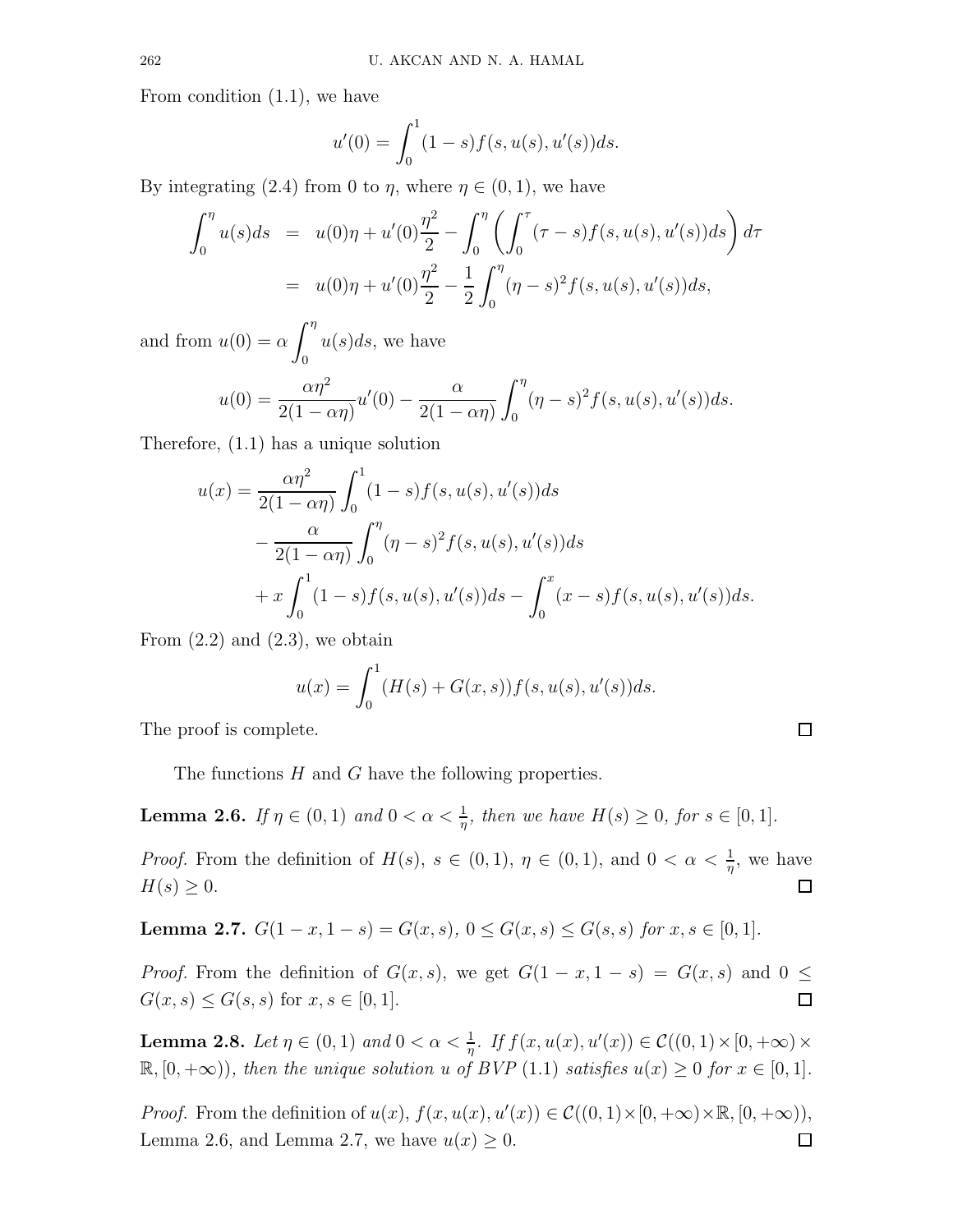From condition (1.1), we have

$$u'(0) = \int_0^1 (1-s) f(s, u(s), u'(s)) ds.$$

By integrating (2.4) from 0 to $\eta$, where $\eta \in (0,1)$, we have

$$\begin{aligned}\int_0^\eta u(s) ds &= u(0)\eta + u'(0)\frac{\eta^2}{2} - \int_0^\eta \left( \int_0^\tau (\tau - s) f(s, u(s), u'(s)) ds \right) d\tau \\ &= u(0)\eta + u'(0)\frac{\eta^2}{2} - \frac{1}{2}\int_0^\eta (\eta - s)^2 f(s, u(s), u'(s)) ds,\end{aligned}$$

and from $u(0) = \alpha \displaystyle\int_0^\eta u(s) ds$, we have

$$u(0) = \frac{\alpha\eta^2}{2(1-\alpha\eta)} u'(0) - \frac{\alpha}{2(1-\alpha\eta)} \int_0^\eta (\eta - s)^2 f(s, u(s), u'(s)) ds.$$

Therefore, (1.1) has a unique solution

$$\begin{aligned}u(x) = &\frac{\alpha\eta^2}{2(1-\alpha\eta)} \int_0^1 (1-s) f(s, u(s), u'(s)) ds \\ &- \frac{\alpha}{2(1-\alpha\eta)} \int_0^\eta (\eta - s)^2 f(s, u(s), u'(s)) ds \\ &+ x \int_0^1 (1-s) f(s, u(s), u'(s)) ds - \int_0^x (x-s) f(s, u(s), u'(s)) ds.\end{aligned}$$

From (2.2) and (2.3), we obtain

$$u(x) = \int_0^1 (H(s) + G(x,s)) f(s, u(s), u'(s)) ds.$$

The proof is complete. $\square$

The functions $H$ and $G$ have the following properties.

**Lemma 2.6.** *If $\eta \in (0,1)$ and $0 < \alpha < \frac{1}{\eta}$, then we have $H(s) \geq 0$, for $s \in [0,1]$.*

*Proof.* From the definition of $H(s)$, $s \in (0,1)$, $\eta \in (0,1)$, and $0 < \alpha < \frac{1}{\eta}$, we have $H(s) \geq 0$. $\square$

**Lemma 2.7.** $G(1-x, 1-s) = G(x,s)$, $0 \leq G(x,s) \leq G(s,s)$ *for $x, s \in [0,1]$.*

*Proof.* From the definition of $G(x,s)$, we get $G(1-x, 1-s) = G(x,s)$ and $0 \leq G(x,s) \leq G(s,s)$ for $x, s \in [0,1]$. $\square$

**Lemma 2.8.** *Let $\eta \in (0,1)$ and $0 < \alpha < \frac{1}{\eta}$. If $f(x, u(x), u'(x)) \in \mathcal{C}((0,1) \times [0,+\infty) \times \mathbb{R}, [0,+\infty))$, then the unique solution $u$ of BVP (1.1) satisfies $u(x) \geq 0$ for $x \in [0,1]$.*

*Proof.* From the definition of $u(x)$, $f(x, u(x), u'(x)) \in \mathcal{C}((0,1) \times [0,+\infty) \times \mathbb{R}, [0,+\infty))$, Lemma 2.6, and Lemma 2.7, we have $u(x) \geq 0$. $\square$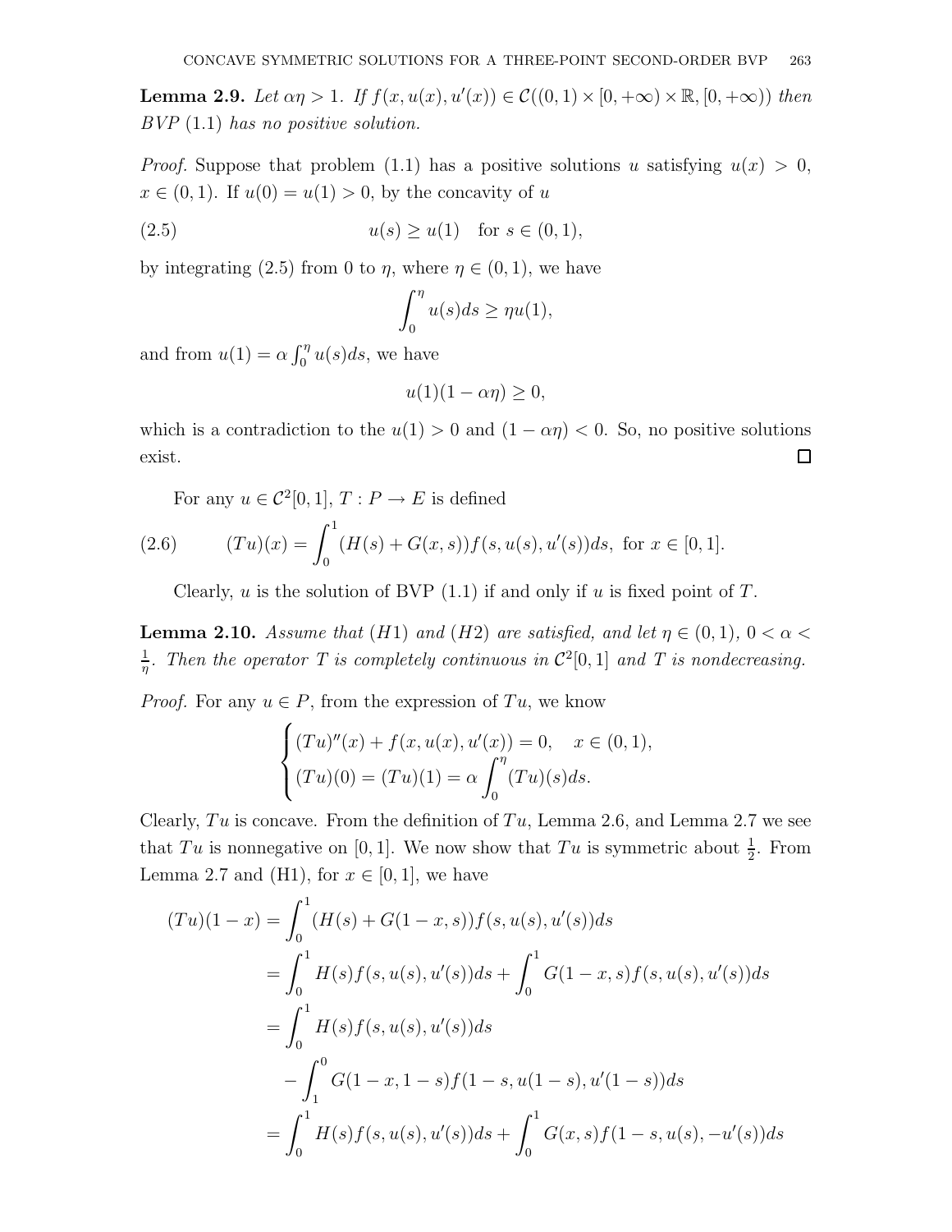**Lemma 2.9.** *Let $\alpha\eta > 1$. If $f(x, u(x), u'(x)) \in \mathcal{C}((0,1) \times [0,+\infty) \times \mathbb{R}, [0,+\infty))$ then BVP (1.1) has no positive solution.*

*Proof.* Suppose that problem (1.1) has a positive solutions $u$ satisfying $u(x) > 0$, $x \in (0,1)$. If $u(0) = u(1) > 0$, by the concavity of $u$

$$u(s) \geq u(1) \quad \text{for } s \in (0,1), \tag{2.5}$$

by integrating (2.5) from 0 to $\eta$, where $\eta \in (0,1)$, we have

$$\int_0^\eta u(s)ds \geq \eta u(1),$$

and from $u(1) = \alpha \int_0^\eta u(s)ds$, we have

$$u(1)(1 - \alpha\eta) \geq 0,$$

which is a contradiction to the $u(1) > 0$ and $(1 - \alpha\eta) < 0$. So, no positive solutions exist. $\square$

For any $u \in \mathcal{C}^2[0,1]$, $T : P \to E$ is defined

$$(Tu)(x) = \int_0^1 (H(s) + G(x,s)) f(s, u(s), u'(s))ds, \text{ for } x \in [0,1]. \tag{2.6}$$

Clearly, $u$ is the solution of BVP (1.1) if and only if $u$ is fixed point of $T$.

**Lemma 2.10.** *Assume that (H1) and (H2) are satisfied, and let $\eta \in (0,1)$, $0 < \alpha < \frac{1}{\eta}$. Then the operator $T$ is completely continuous in $\mathcal{C}^2[0,1]$ and $T$ is nondecreasing.*

*Proof.* For any $u \in P$, from the expression of $Tu$, we know

$$\begin{cases} (Tu)''(x) + f(x, u(x), u'(x)) = 0, \quad x \in (0,1), \\ (Tu)(0) = (Tu)(1) = \alpha \displaystyle\int_0^\eta (Tu)(s)ds. \end{cases}$$

Clearly, $Tu$ is concave. From the definition of $Tu$, Lemma 2.6, and Lemma 2.7 we see that $Tu$ is nonnegative on $[0,1]$. We now show that $Tu$ is symmetric about $\frac{1}{2}$. From Lemma 2.7 and (H1), for $x \in [0,1]$, we have

$$\begin{aligned}
(Tu)(1-x) &= \int_0^1 (H(s) + G(1-x,s)) f(s, u(s), u'(s))ds \\
&= \int_0^1 H(s) f(s, u(s), u'(s))ds + \int_0^1 G(1-x,s) f(s, u(s), u'(s))ds \\
&= \int_0^1 H(s) f(s, u(s), u'(s))ds \\
&\quad - \int_1^0 G(1-x, 1-s) f(1-s, u(1-s), u'(1-s))ds \\
&= \int_0^1 H(s) f(s, u(s), u'(s))ds + \int_0^1 G(x,s) f(1-s, u(s), -u'(s))ds
\end{aligned}$$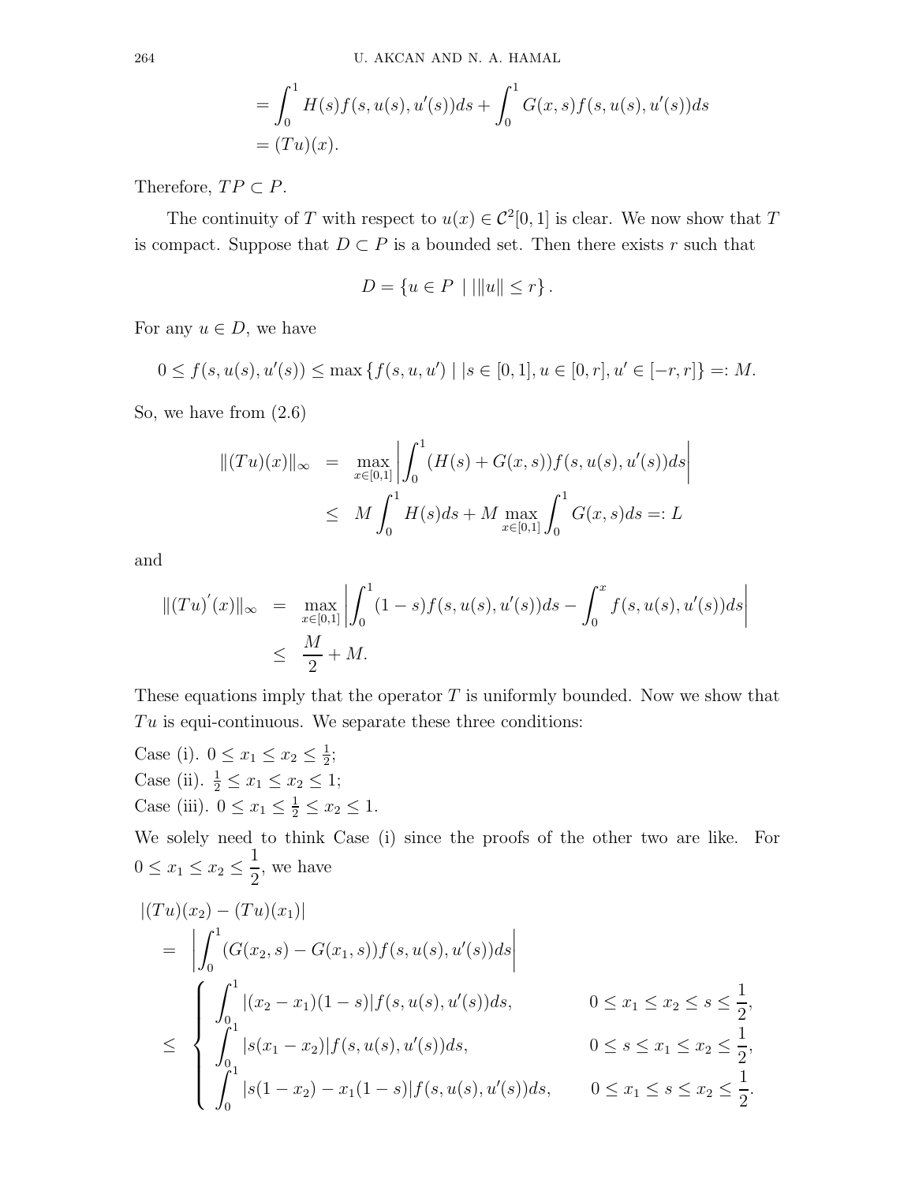$$
\begin{aligned}
&= \int_0^1 H(s) f(s, u(s), u'(s)) ds + \int_0^1 G(x,s) f(s, u(s), u'(s)) ds \\
&= (Tu)(x).
\end{aligned}
$$

Therefore, $TP \subset P$.

The continuity of $T$ with respect to $u(x) \in \mathcal{C}^2[0,1]$ is clear. We now show that $T$ is compact. Suppose that $D \subset P$ is a bounded set. Then there exists $r$ such that

$$
D = \{u \in P \mid |||u\| \leq r\}.
$$

For any $u \in D$, we have

$$
0 \leq f(s, u(s), u'(s)) \leq \max\{f(s, u, u') \mid |s \in [0,1], u \in [0, r], u' \in [-r, r]\} =: M.
$$

So, we have from (2.6)

$$
\begin{aligned}
\|(Tu)(x)\|_\infty &= \max_{x \in [0,1]} \left| \int_0^1 (H(s) + G(x,s)) f(s, u(s), u'(s)) ds \right| \\
&\leq M \int_0^1 H(s) ds + M \max_{x \in [0,1]} \int_0^1 G(x,s) ds =: L
\end{aligned}
$$

and

$$
\begin{aligned}
\|(Tu)^{'}(x)\|_\infty &= \max_{x \in [0,1]} \left| \int_0^1 (1-s) f(s, u(s), u'(s)) ds - \int_0^x f(s, u(s), u'(s)) ds \right| \\
&\leq \frac{M}{2} + M.
\end{aligned}
$$

These equations imply that the operator $T$ is uniformly bounded. Now we show that $Tu$ is equi-continuous. We separate these three conditions:

Case (i). $0 \leq x_1 \leq x_2 \leq \frac{1}{2}$;
Case (ii). $\frac{1}{2} \leq x_1 \leq x_2 \leq 1$;
Case (iii). $0 \leq x_1 \leq \frac{1}{2} \leq x_2 \leq 1$.

We solely need to think Case (i) since the proofs of the other two are like. For $0 \leq x_1 \leq x_2 \leq \dfrac{1}{2}$, we have

$$
\begin{aligned}
&|(Tu)(x_2) - (Tu)(x_1)| \\
&= \left| \int_0^1 (G(x_2, s) - G(x_1, s)) f(s, u(s), u'(s)) ds \right| \\
&\leq \begin{cases}
\displaystyle\int_0^1 |(x_2 - x_1)(1-s)| f(s, u(s), u'(s)) ds, & 0 \leq x_1 \leq x_2 \leq s \leq \dfrac{1}{2}, \\
\displaystyle\int_0^1 |s(x_1 - x_2)| f(s, u(s), u'(s)) ds, & 0 \leq s \leq x_1 \leq x_2 \leq \dfrac{1}{2}, \\
\displaystyle\int_0^1 |s(1 - x_2) - x_1(1-s)| f(s, u(s), u'(s)) ds, & 0 \leq x_1 \leq s \leq x_2 \leq \dfrac{1}{2}.
\end{cases}
\end{aligned}
$$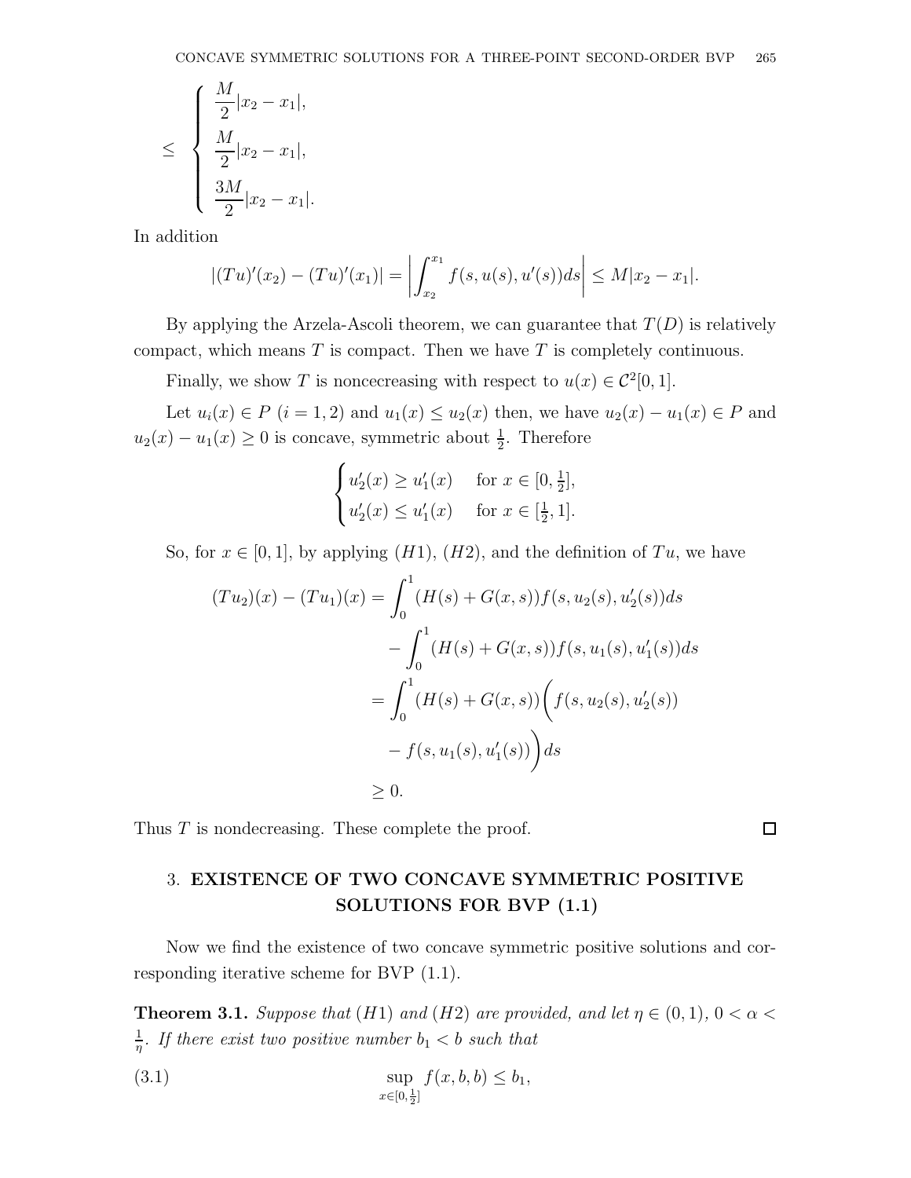$$
\leq \begin{cases} \dfrac{M}{2}|x_2 - x_1|, \\ \dfrac{M}{2}|x_2 - x_1|, \\ \dfrac{3M}{2}|x_2 - x_1|. \end{cases}
$$

In addition

$$
|(Tu)'(x_2) - (Tu)'(x_1)| = \left| \int_{x_2}^{x_1} f(s, u(s), u'(s)) ds \right| \leq M|x_2 - x_1|.
$$

By applying the Arzela-Ascoli theorem, we can guarantee that $T(D)$ is relatively compact, which means $T$ is compact. Then we have $T$ is completely continuous.

Finally, we show $T$ is noncecreasing with respect to $u(x) \in \mathcal{C}^2[0, 1]$.

Let $u_i(x) \in P$ $(i = 1, 2)$ and $u_1(x) \leq u_2(x)$ then, we have $u_2(x) - u_1(x) \in P$ and $u_2(x) - u_1(x) \geq 0$ is concave, symmetric about $\frac{1}{2}$. Therefore

$$
\begin{cases} u_2'(x) \geq u_1'(x) & \text{for } x \in [0, \frac{1}{2}], \\ u_2'(x) \leq u_1'(x) & \text{for } x \in [\frac{1}{2}, 1]. \end{cases}
$$

So, for $x \in [0, 1]$, by applying $(H1)$, $(H2)$, and the definition of $Tu$, we have

$$
\begin{aligned}
(Tu_2)(x) - (Tu_1)(x) &= \int_0^1 (H(s) + G(x, s)) f(s, u_2(s), u_2'(s)) ds \\
&\quad - \int_0^1 (H(s) + G(x, s)) f(s, u_1(s), u_1'(s)) ds \\
&= \int_0^1 (H(s) + G(x, s)) \Big( f(s, u_2(s), u_2'(s)) \\
&\quad - f(s, u_1(s), u_1'(s)) \Big) ds \\
&\geq 0.
\end{aligned}
$$

Thus $T$ is nondecreasing. These complete the proof. $\square$

## 3. EXISTENCE OF TWO CONCAVE SYMMETRIC POSITIVE SOLUTIONS FOR BVP (1.1)

Now we find the existence of two concave symmetric positive solutions and corresponding iterative scheme for BVP (1.1).

**Theorem 3.1.** *Suppose that $(H1)$ and $(H2)$ are provided, and let $\eta \in (0, 1)$, $0 < \alpha < \frac{1}{\eta}$. If there exist two positive number $b_1 < b$ such that*

$$
\sup_{x \in [0, \frac{1}{2}]} f(x, b, b) \leq b_1, \tag{3.1}
$$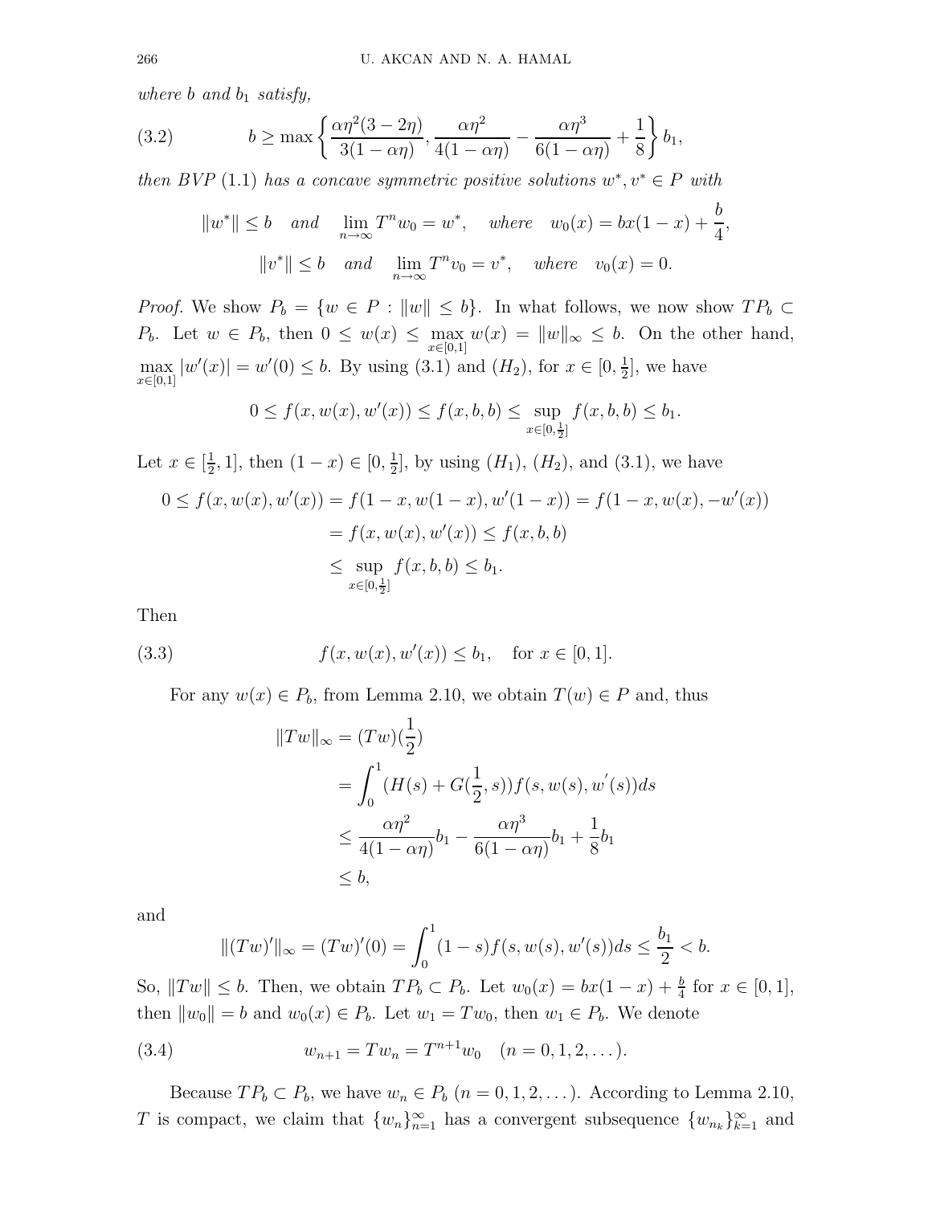*where $b$ and $b_1$ satisfy,*

$$b \geq \max\left\{\frac{\alpha\eta^2(3-2\eta)}{3(1-\alpha\eta)}, \frac{\alpha\eta^2}{4(1-\alpha\eta)} - \frac{\alpha\eta^3}{6(1-\alpha\eta)} + \frac{1}{8}\right\} b_1, \tag{3.2}$$

*then BVP* (1.1) *has a concave symmetric positive solutions $w^*, v^* \in P$ with*

$$\|w^*\| \leq b \quad \textit{and} \quad \lim_{n\to\infty} T^n w_0 = w^*, \quad \textit{where} \quad w_0(x) = bx(1-x) + \frac{b}{4},$$

$$\|v^*\| \leq b \quad \textit{and} \quad \lim_{n\to\infty} T^n v_0 = v^*, \quad \textit{where} \quad v_0(x) = 0.$$

*Proof.* We show $P_b = \{w \in P : \|w\| \leq b\}$. In what follows, we now show $TP_b \subset P_b$. Let $w \in P_b$, then $0 \leq w(x) \leq \max_{x\in[0,1]} w(x) = \|w\|_\infty \leq b$. On the other hand, $\max_{x\in[0,1]} |w'(x)| = w'(0) \leq b$. By using (3.1) and $(H_2)$, for $x \in [0, \frac{1}{2}]$, we have

$$0 \leq f(x, w(x), w'(x)) \leq f(x, b, b) \leq \sup_{x\in[0,\frac{1}{2}]} f(x, b, b) \leq b_1.$$

Let $x \in [\frac{1}{2}, 1]$, then $(1-x) \in [0, \frac{1}{2}]$, by using $(H_1)$, $(H_2)$, and (3.1), we have

$$\begin{aligned}
0 \leq f(x, w(x), w'(x)) &= f(1-x, w(1-x), w'(1-x)) = f(1-x, w(x), -w'(x)) \\
&= f(x, w(x), w'(x)) \leq f(x, b, b) \\
&\leq \sup_{x\in[0,\frac{1}{2}]} f(x, b, b) \leq b_1.
\end{aligned}$$

Then

$$f(x, w(x), w'(x)) \leq b_1, \quad \text{for } x \in [0, 1]. \tag{3.3}$$

For any $w(x) \in P_b$, from Lemma 2.10, we obtain $T(w) \in P$ and, thus

$$\begin{aligned}
\|Tw\|_\infty &= (Tw)(\frac{1}{2}) \\
&= \int_0^1 (H(s) + G(\frac{1}{2}, s)) f(s, w(s), w'(s)) ds \\
&\leq \frac{\alpha\eta^2}{4(1-\alpha\eta)} b_1 - \frac{\alpha\eta^3}{6(1-\alpha\eta)} b_1 + \frac{1}{8} b_1 \\
&\leq b,
\end{aligned}$$

and

$$\|(Tw)'\|_\infty = (Tw)'(0) = \int_0^1 (1-s) f(s, w(s), w'(s)) ds \leq \frac{b_1}{2} < b.$$

So, $\|Tw\| \leq b$. Then, we obtain $TP_b \subset P_b$. Let $w_0(x) = bx(1-x) + \frac{b}{4}$ for $x \in [0, 1]$, then $\|w_0\| = b$ and $w_0(x) \in P_b$. Let $w_1 = Tw_0$, then $w_1 \in P_b$. We denote

$$w_{n+1} = Tw_n = T^{n+1} w_0 \quad (n = 0, 1, 2, \dots). \tag{3.4}$$

Because $TP_b \subset P_b$, we have $w_n \in P_b$ $(n = 0, 1, 2, \dots)$. According to Lemma 2.10, $T$ is compact, we claim that $\{w_n\}_{n=1}^\infty$ has a convergent subsequence $\{w_{n_k}\}_{k=1}^\infty$ and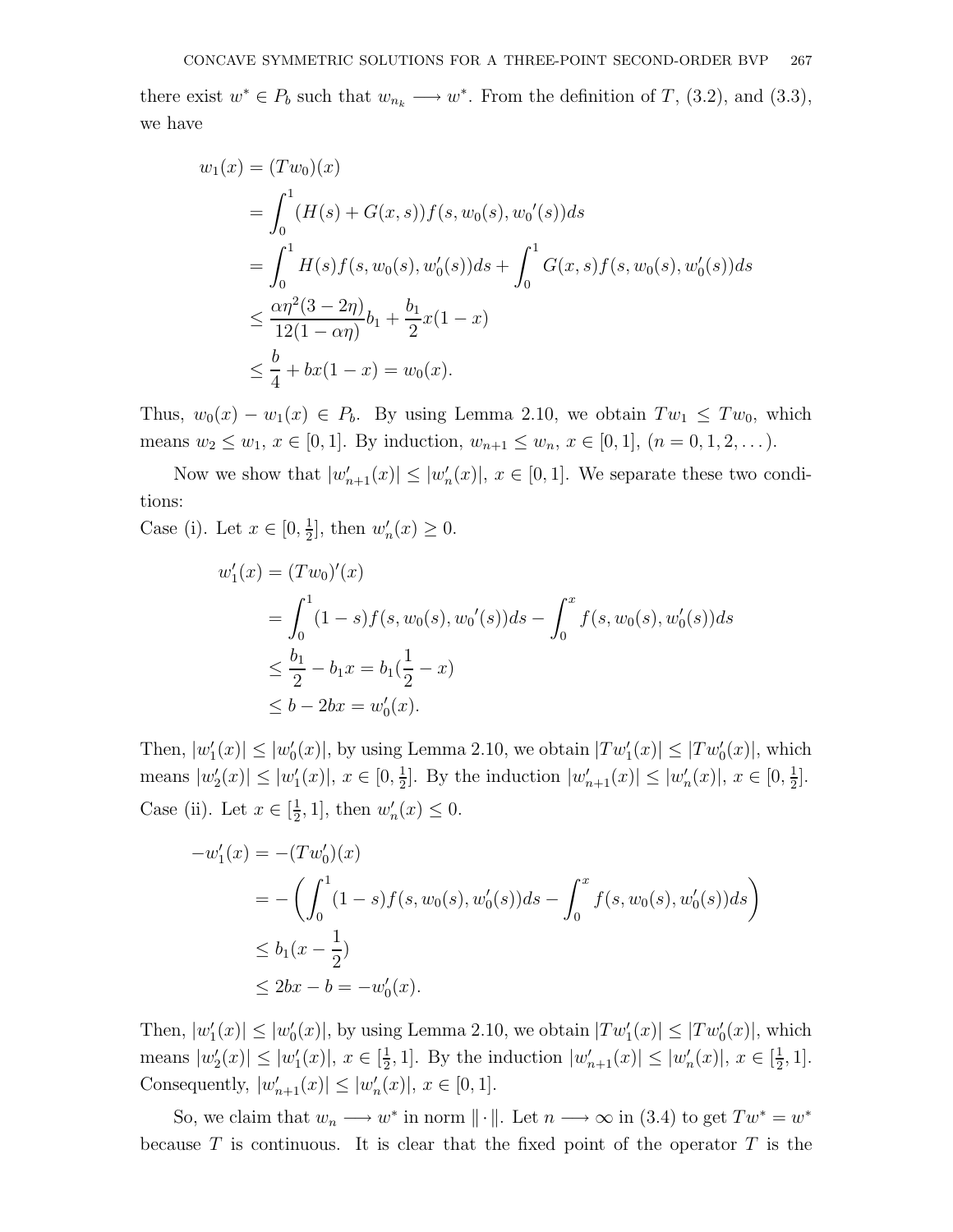there exist $w^* \in P_b$ such that $w_{n_k} \longrightarrow w^*$. From the definition of $T$, (3.2), and (3.3), we have

$$
\begin{aligned}
w_1(x) &= (Tw_0)(x) \\
&= \int_0^1 (H(s) + G(x,s)) f(s, w_0(s), {w_0}'(s)) ds \\
&= \int_0^1 H(s) f(s, w_0(s), w_0'(s)) ds + \int_0^1 G(x,s) f(s, w_0(s), w_0'(s)) ds \\
&\leq \frac{\alpha \eta^2 (3 - 2\eta)}{12(1 - \alpha\eta)} b_1 + \frac{b_1}{2} x(1-x) \\
&\leq \frac{b}{4} + bx(1-x) = w_0(x).
\end{aligned}
$$

Thus, $w_0(x) - w_1(x) \in P_b$. By using Lemma 2.10, we obtain $Tw_1 \leq Tw_0$, which means $w_2 \leq w_1$, $x \in [0,1]$. By induction, $w_{n+1} \leq w_n$, $x \in [0,1]$, $(n = 0, 1, 2, \dots)$.

Now we show that $|w'_{n+1}(x)| \leq |w'_n(x)|$, $x \in [0,1]$. We separate these two conditions:

Case (i). Let $x \in [0, \frac{1}{2}]$, then $w'_n(x) \geq 0$.

$$
\begin{aligned}
w'_1(x) &= (Tw_0)'(x) \\
&= \int_0^1 (1-s) f(s, w_0(s), {w_0}'(s)) ds - \int_0^x f(s, w_0(s), w_0'(s)) ds \\
&\leq \frac{b_1}{2} - b_1 x = b_1\left(\frac{1}{2} - x\right) \\
&\leq b - 2bx = w'_0(x).
\end{aligned}
$$

Then, $|w'_1(x)| \leq |w'_0(x)|$, by using Lemma 2.10, we obtain $|Tw'_1(x)| \leq |Tw'_0(x)|$, which means $|w'_2(x)| \leq |w'_1(x)|$, $x \in [0, \frac{1}{2}]$. By the induction $|w'_{n+1}(x)| \leq |w'_n(x)|$, $x \in [0, \frac{1}{2}]$.

Case (ii). Let $x \in [\frac{1}{2}, 1]$, then $w'_n(x) \leq 0$.

$$
\begin{aligned}
-w'_1(x) &= -(Tw'_0)(x) \\
&= -\left( \int_0^1 (1-s) f(s, w_0(s), w'_0(s)) ds - \int_0^x f(s, w_0(s), w'_0(s)) ds \right) \\
&\leq b_1\left(x - \frac{1}{2}\right) \\
&\leq 2bx - b = -w'_0(x).
\end{aligned}
$$

Then, $|w'_1(x)| \leq |w'_0(x)|$, by using Lemma 2.10, we obtain $|Tw'_1(x)| \leq |Tw'_0(x)|$, which means $|w'_2(x)| \leq |w'_1(x)|$, $x \in [\frac{1}{2}, 1]$. By the induction $|w'_{n+1}(x)| \leq |w'_n(x)|$, $x \in [\frac{1}{2}, 1]$. Consequently, $|w'_{n+1}(x)| \leq |w'_n(x)|$, $x \in [0,1]$.

So, we claim that $w_n \longrightarrow w^*$ in norm $\|\cdot\|$. Let $n \longrightarrow \infty$ in (3.4) to get $Tw^* = w^*$ because $T$ is continuous. It is clear that the fixed point of the operator $T$ is the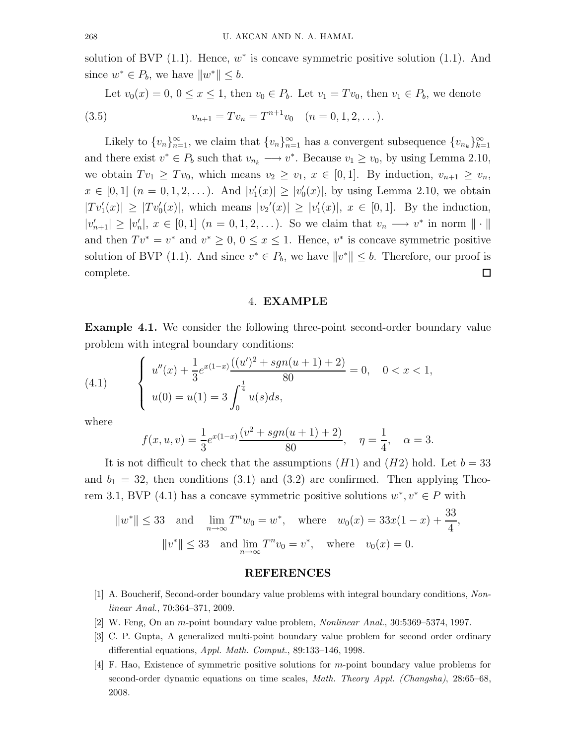solution of BVP (1.1). Hence, $w^*$ is concave symmetric positive solution (1.1). And since $w^* \in P_b$, we have $\|w^*\| \leq b$.

Let $v_0(x) = 0$, $0 \leq x \leq 1$, then $v_0 \in P_b$. Let $v_1 = Tv_0$, then $v_1 \in P_b$, we denote

$$v_{n+1} = Tv_n = T^{n+1}v_0 \quad (n = 0, 1, 2, \dots). \tag{3.5}$$

Likely to $\{v_n\}_{n=1}^{\infty}$, we claim that $\{v_n\}_{n=1}^{\infty}$ has a convergent subsequence $\{v_{n_k}\}_{k=1}^{\infty}$ and there exist $v^* \in P_b$ such that $v_{n_k} \longrightarrow v^*$. Because $v_1 \geq v_0$, by using Lemma 2.10, we obtain $Tv_1 \geq Tv_0$, which means $v_2 \geq v_1$, $x \in [0, 1]$. By induction, $v_{n+1} \geq v_n$, $x \in [0, 1]$ $(n = 0, 1, 2, \dots)$. And $|v_1'(x)| \geq |v_0'(x)|$, by using Lemma 2.10, we obtain $|Tv_1'(x)| \geq |Tv_0'(x)|$, which means $|v_2{}'(x)| \geq |v_1'(x)|$, $x \in [0, 1]$. By the induction, $|v_{n+1}'| \geq |v_n'|$, $x \in [0, 1]$ $(n = 0, 1, 2, \dots)$. So we claim that $v_n \longrightarrow v^*$ in norm $\| \cdot \|$ and then $Tv^* = v^*$ and $v^* \geq 0$, $0 \leq x \leq 1$. Hence, $v^*$ is concave symmetric positive solution of BVP (1.1). And since $v^* \in P_b$, we have $\|v^*\| \leq b$. Therefore, our proof is complete. $\square$

## 4. EXAMPLE

**Example 4.1.** We consider the following three-point second-order boundary value problem with integral boundary conditions:

$$\begin{cases} u''(x) + \dfrac{1}{3}e^{x(1-x)}\dfrac{((u')^2 + sgn(u+1) + 2)}{80} = 0, \quad 0 < x < 1, \\ u(0) = u(1) = 3\displaystyle\int_0^{\frac{1}{4}} u(s)ds, \end{cases} \tag{4.1}$$

where

$$f(x, u, v) = \frac{1}{3}e^{x(1-x)}\frac{(v^2 + sgn(u+1) + 2)}{80}, \quad \eta = \frac{1}{4}, \quad \alpha = 3.$$

It is not difficult to check that the assumptions $(H1)$ and $(H2)$ hold. Let $b = 33$ and $b_1 = 32$, then conditions (3.1) and (3.2) are confirmed. Then applying Theorem 3.1, BVP (4.1) has a concave symmetric positive solutions $w^*, v^* \in P$ with

$$\|w^*\| \leq 33 \quad \text{and} \quad \lim_{n\to\infty} T^n w_0 = w^*, \quad \text{where} \quad w_0(x) = 33x(1-x) + \frac{33}{4},$$

$$\|v^*\| \leq 33 \quad \text{and} \lim_{n\to\infty} T^n v_0 = v^*, \quad \text{where} \quad v_0(x) = 0.$$

## REFERENCES

[1] A. Boucherif, Second-order boundary value problems with integral boundary conditions, *Nonlinear Anal.*, 70:364–371, 2009.

[2] W. Feng, On an $m$-point boundary value problem, *Nonlinear Anal.*, 30:5369–5374, 1997.

[3] C. P. Gupta, A generalized multi-point boundary value problem for second order ordinary differential equations, *Appl. Math. Comput.*, 89:133–146, 1998.

[4] F. Hao, Existence of symmetric positive solutions for $m$-point boundary value problems for second-order dynamic equations on time scales, *Math. Theory Appl. (Changsha)*, 28:65–68, 2008.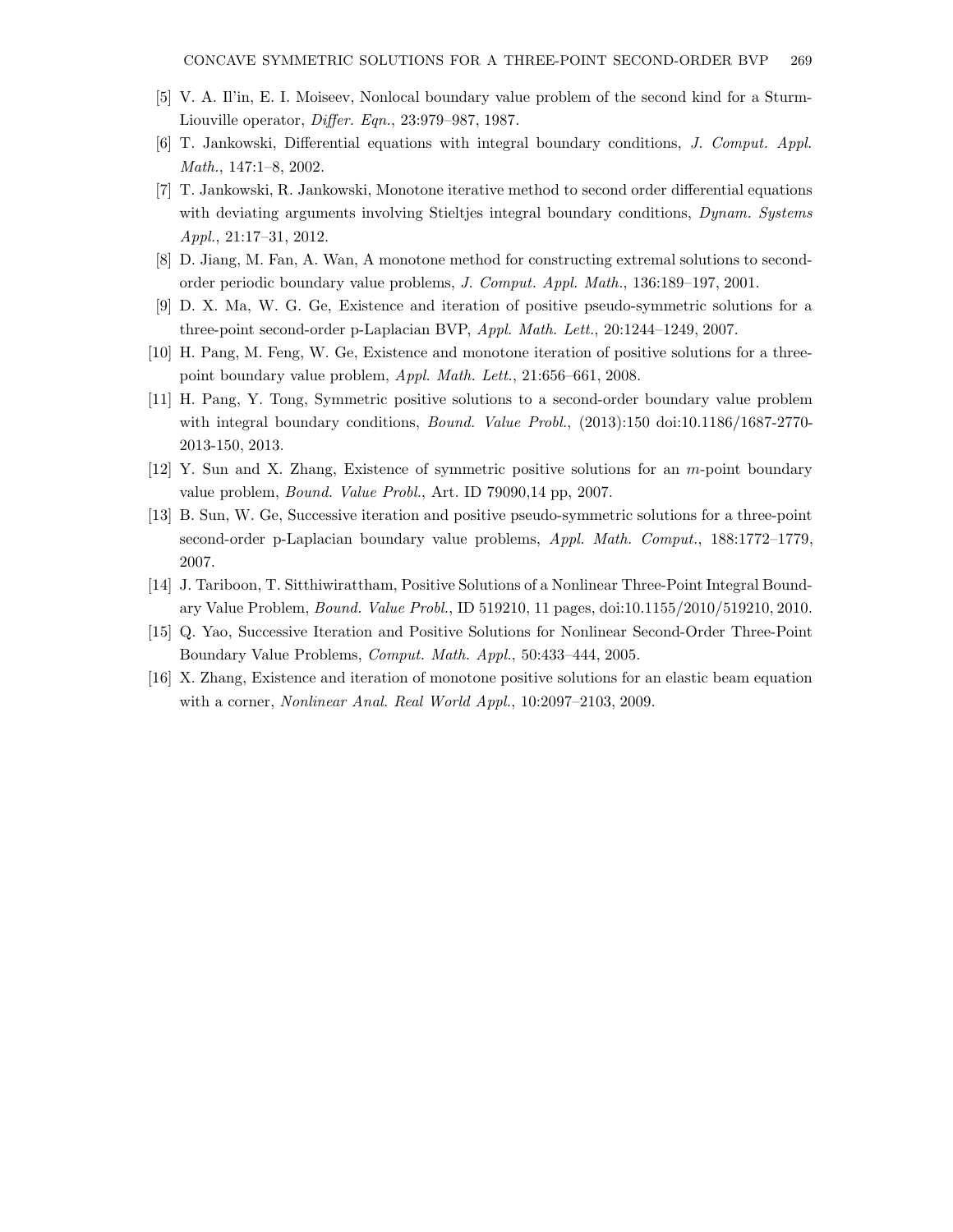[5] V. A. Il'in, E. I. Moiseev, Nonlocal boundary value problem of the second kind for a Sturm-Liouville operator, *Differ. Eqn.*, 23:979–987, 1987.

[6] T. Jankowski, Differential equations with integral boundary conditions, *J. Comput. Appl. Math.*, 147:1–8, 2002.

[7] T. Jankowski, R. Jankowski, Monotone iterative method to second order differential equations with deviating arguments involving Stieltjes integral boundary conditions, *Dynam. Systems Appl.*, 21:17–31, 2012.

[8] D. Jiang, M. Fan, A. Wan, A monotone method for constructing extremal solutions to second-order periodic boundary value problems, *J. Comput. Appl. Math.*, 136:189–197, 2001.

[9] D. X. Ma, W. G. Ge, Existence and iteration of positive pseudo-symmetric solutions for a three-point second-order p-Laplacian BVP, *Appl. Math. Lett.*, 20:1244–1249, 2007.

[10] H. Pang, M. Feng, W. Ge, Existence and monotone iteration of positive solutions for a three-point boundary value problem, *Appl. Math. Lett.*, 21:656–661, 2008.

[11] H. Pang, Y. Tong, Symmetric positive solutions to a second-order boundary value problem with integral boundary conditions, *Bound. Value Probl.*, (2013):150 doi:10.1186/1687-2770-2013-150, 2013.

[12] Y. Sun and X. Zhang, Existence of symmetric positive solutions for an $m$-point boundary value problem, *Bound. Value Probl.*, Art. ID 79090,14 pp, 2007.

[13] B. Sun, W. Ge, Successive iteration and positive pseudo-symmetric solutions for a three-point second-order p-Laplacian boundary value problems, *Appl. Math. Comput.*, 188:1772–1779, 2007.

[14] J. Tariboon, T. Sitthiwirattham, Positive Solutions of a Nonlinear Three-Point Integral Boundary Value Problem, *Bound. Value Probl.*, ID 519210, 11 pages, doi:10.1155/2010/519210, 2010.

[15] Q. Yao, Successive Iteration and Positive Solutions for Nonlinear Second-Order Three-Point Boundary Value Problems, *Comput. Math. Appl.*, 50:433–444, 2005.

[16] X. Zhang, Existence and iteration of monotone positive solutions for an elastic beam equation with a corner, *Nonlinear Anal. Real World Appl.*, 10:2097–2103, 2009.